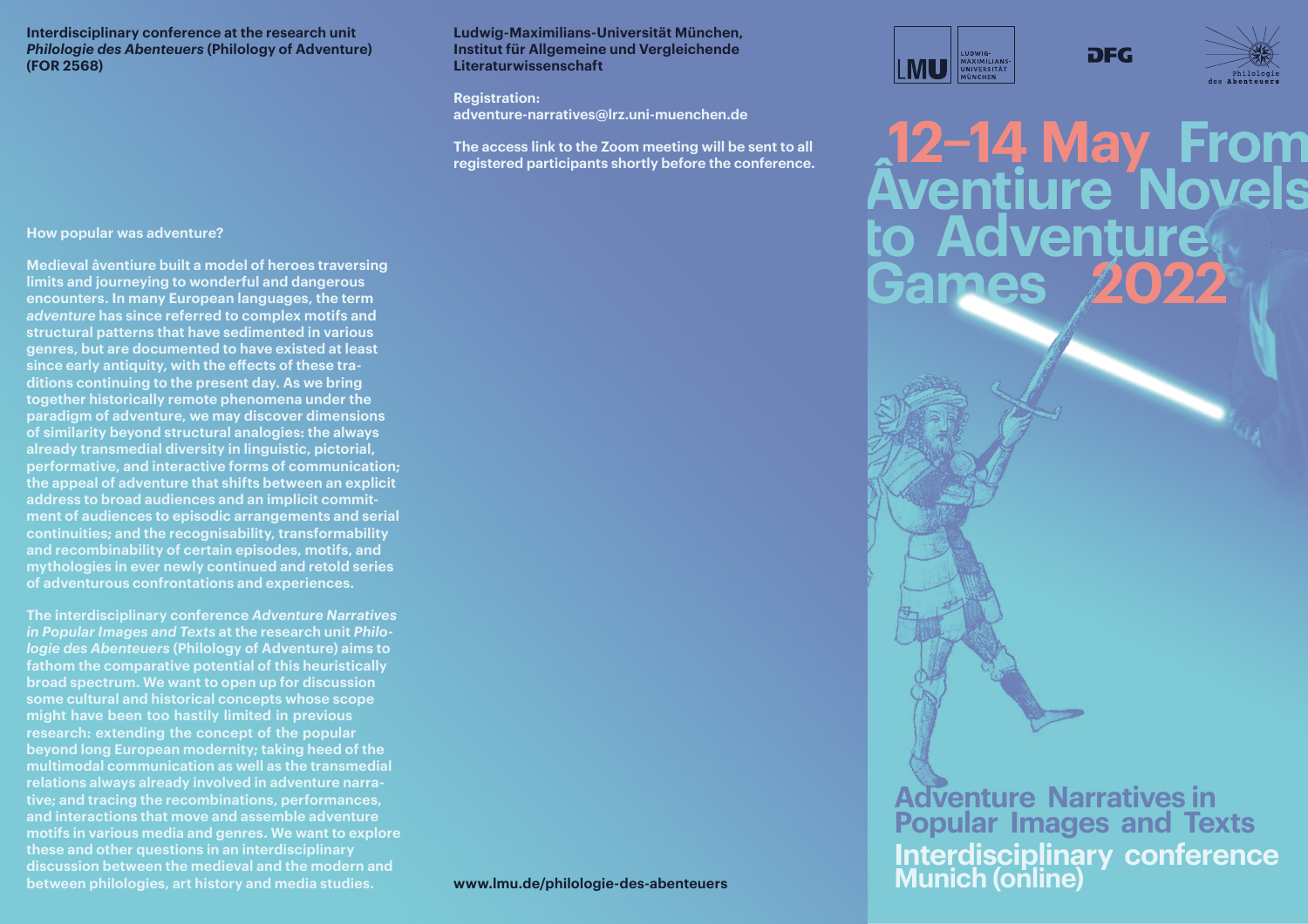**Interdisciplinary conference at the research unit *Philologie des Abenteuers* (Philology of Adventure) (FOR 2568)**

**How popular was adventure?**

Medieval âventiure built a model of heroes traversing limits and journeying to wonderful and dangerous encounters. In many European languages, the term *adventure* has since referred to complex motifs and structural patterns that have sedimented in various genres, but are documented to have existed at least since early antiquity, with the effects of these traditions continuing to the present day. As we bring together historically remote phenomena under the paradigm of adventure, we may discover dimensions of similarity beyond structural analogies: the always already transmedial diversity in linguistic, pictorial, performative, and interactive forms of communication; the appeal of adventure that shifts between an explicit address to broad audiences and an implicit commitment of audiences to episodic arrangements and serial continuities; and the recognisability, transformability and recombinability of certain episodes, motifs, and mythologies in ever newly continued and retold series of adventurous confrontations and experiences.

The interdisciplinary conference *Adventure Narratives in Popular Images and Texts* at the research unit *Philologie des Abenteuers* (Philology of Adventure) aims to fathom the comparative potential of this heuristically broad spectrum. We want to open up for discussion some cultural and historical concepts whose scope might have been too hastily limited in previous research: extending the concept of the popular beyond long European modernity; taking heed of the multimodal communication as well as the transmedial relations always already involved in adventure narrative; and tracing the recombinations, performances, and interactions that move and assemble adventure motifs in various media and genres. We want to explore these and other questions in an interdisciplinary discussion between the medieval and the modern and between philologies, art history and media studies.

**Ludwig-Maximilians-Universität München, Institut für Allgemeine und Vergleichende Literaturwissenschaft**

**Registration:**
**adventure-narratives@lrz.uni-muenchen.de**

**The access link to the Zoom meeting will be sent to all registered participants shortly before the conference.**

**www.lmu.de/philologie-des-abenteuers**

LMU Ludwig-Maximilians-Universität München | DFG | Philologie des Abenteuers

# 12–14 May 2022

# From Âventiure Novels to Adventure Games

## Adventure Narratives in Popular Images and Texts

**Interdisciplinary conference**
**Munich (online)**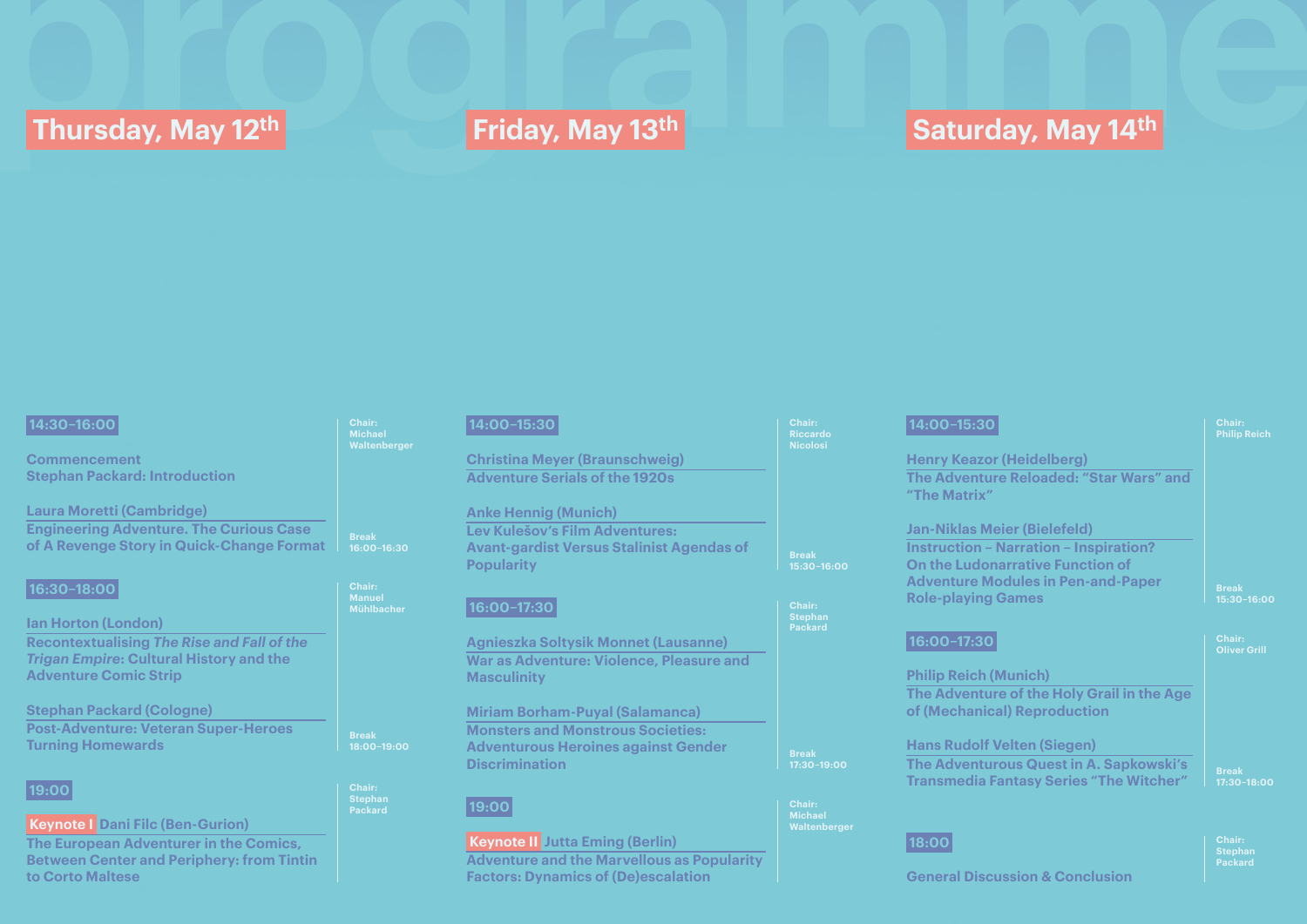# programme

## Thursday, May 12th

### 14:30–16:00

Chair: Michael Waltenberger

**Commencement**
**Stephan Packard: Introduction**

**Laura Moretti (Cambridge)**
Engineering Adventure. The Curious Case of A Revenge Story in Quick-Change Format

Break 16:00–16:30

### 16:30–18:00

Chair: Manuel Mühlbacher

**Ian Horton (London)**
Recontextualising *The Rise and Fall of the Trigan Empire*: Cultural History and the Adventure Comic Strip

**Stephan Packard (Cologne)**
Post-Adventure: Veteran Super-Heroes Turning Homewards

Break 18:00–19:00

### 19:00

Chair: Stephan Packard

**Keynote I Dani Filc (Ben-Gurion)**
The European Adventurer in the Comics, Between Center and Periphery: from Tintin to Corto Maltese

## Friday, May 13th

### 14:00–15:30

Chair: Riccardo Nicolosi

**Christina Meyer (Braunschweig)**
Adventure Serials of the 1920s

**Anke Hennig (Munich)**
Lev Kulešov's Film Adventures: Avant-gardist Versus Stalinist Agendas of Popularity

Break 15:30–16:00

### 16:00–17:30

Chair: Stephan Packard

**Agnieszka Soltysik Monnet (Lausanne)**
War as Adventure: Violence, Pleasure and Masculinity

**Miriam Borham-Puyal (Salamanca)**
Monsters and Monstrous Societies: Adventurous Heroines against Gender Discrimination

Break 17:30–19:00

### 19:00

Chair: Michael Waltenberger

**Keynote II Jutta Eming (Berlin)**
Adventure and the Marvellous as Popularity Factors: Dynamics of (De)escalation

## Saturday, May 14th

### 14:00–15:30

Chair: Philip Reich

**Henry Keazor (Heidelberg)**
The Adventure Reloaded: "Star Wars" and "The Matrix"

**Jan-Niklas Meier (Bielefeld)**
Instruction – Narration – Inspiration? On the Ludonarrative Function of Adventure Modules in Pen-and-Paper Role-playing Games

Break 15:30–16:00

### 16:00–17:30

Chair: Oliver Grill

**Philip Reich (Munich)**
The Adventure of the Holy Grail in the Age of (Mechanical) Reproduction

**Hans Rudolf Velten (Siegen)**
The Adventurous Quest in A. Sapkowski's Transmedia Fantasy Series "The Witcher"

Break 17:30–18:00

### 18:00

Chair: Stephan Packard

**General Discussion & Conclusion**